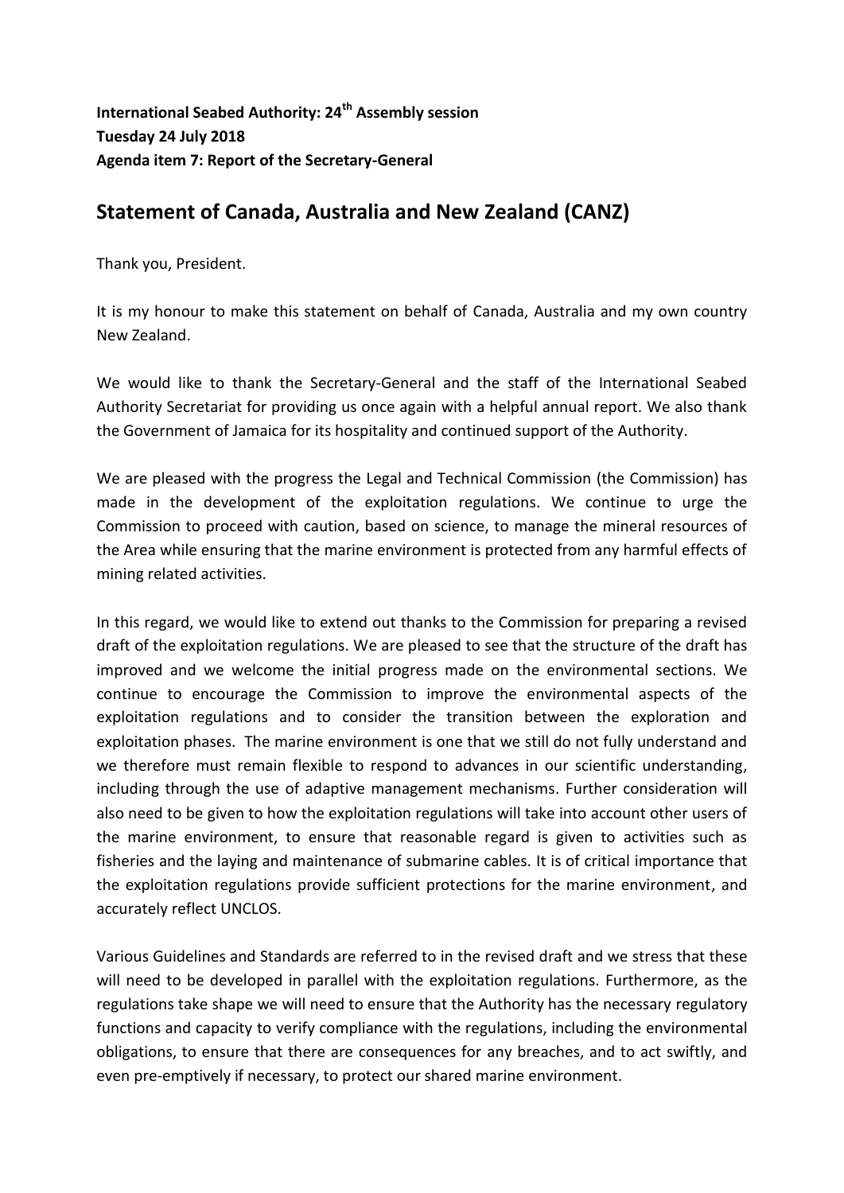**International Seabed Authority: 24th Assembly session**
**Tuesday 24 July 2018**
**Agenda item 7: Report of the Secretary-General**

## Statement of Canada, Australia and New Zealand (CANZ)

Thank you, President.

It is my honour to make this statement on behalf of Canada, Australia and my own country New Zealand.

We would like to thank the Secretary-General and the staff of the International Seabed Authority Secretariat for providing us once again with a helpful annual report. We also thank the Government of Jamaica for its hospitality and continued support of the Authority.

We are pleased with the progress the Legal and Technical Commission (the Commission) has made in the development of the exploitation regulations. We continue to urge the Commission to proceed with caution, based on science, to manage the mineral resources of the Area while ensuring that the marine environment is protected from any harmful effects of mining related activities.

In this regard, we would like to extend out thanks to the Commission for preparing a revised draft of the exploitation regulations. We are pleased to see that the structure of the draft has improved and we welcome the initial progress made on the environmental sections. We continue to encourage the Commission to improve the environmental aspects of the exploitation regulations and to consider the transition between the exploration and exploitation phases. The marine environment is one that we still do not fully understand and we therefore must remain flexible to respond to advances in our scientific understanding, including through the use of adaptive management mechanisms. Further consideration will also need to be given to how the exploitation regulations will take into account other users of the marine environment, to ensure that reasonable regard is given to activities such as fisheries and the laying and maintenance of submarine cables. It is of critical importance that the exploitation regulations provide sufficient protections for the marine environment, and accurately reflect UNCLOS.

Various Guidelines and Standards are referred to in the revised draft and we stress that these will need to be developed in parallel with the exploitation regulations. Furthermore, as the regulations take shape we will need to ensure that the Authority has the necessary regulatory functions and capacity to verify compliance with the regulations, including the environmental obligations, to ensure that there are consequences for any breaches, and to act swiftly, and even pre-emptively if necessary, to protect our shared marine environment.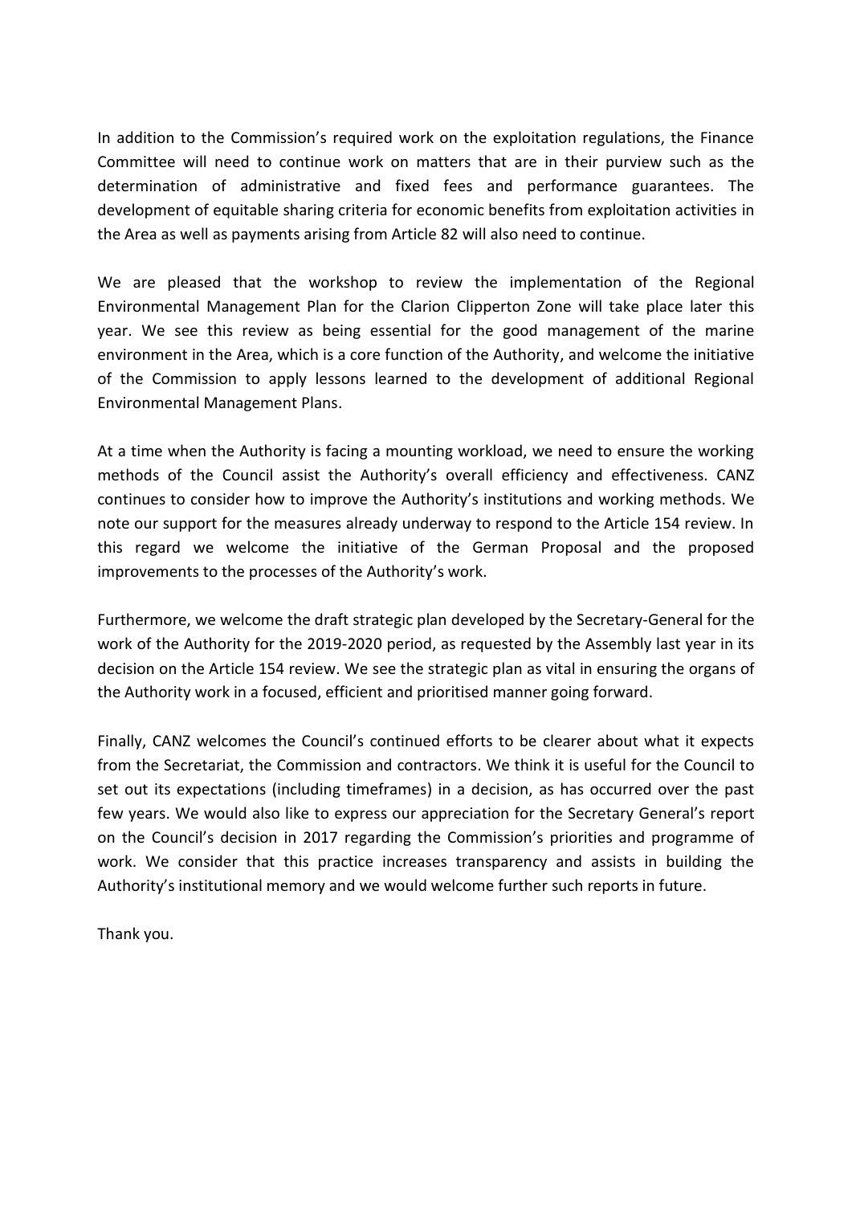In addition to the Commission's required work on the exploitation regulations, the Finance Committee will need to continue work on matters that are in their purview such as the determination of administrative and fixed fees and performance guarantees. The development of equitable sharing criteria for economic benefits from exploitation activities in the Area as well as payments arising from Article 82 will also need to continue.

We are pleased that the workshop to review the implementation of the Regional Environmental Management Plan for the Clarion Clipperton Zone will take place later this year. We see this review as being essential for the good management of the marine environment in the Area, which is a core function of the Authority, and welcome the initiative of the Commission to apply lessons learned to the development of additional Regional Environmental Management Plans.

At a time when the Authority is facing a mounting workload, we need to ensure the working methods of the Council assist the Authority's overall efficiency and effectiveness. CANZ continues to consider how to improve the Authority's institutions and working methods. We note our support for the measures already underway to respond to the Article 154 review. In this regard we welcome the initiative of the German Proposal and the proposed improvements to the processes of the Authority's work.

Furthermore, we welcome the draft strategic plan developed by the Secretary-General for the work of the Authority for the 2019-2020 period, as requested by the Assembly last year in its decision on the Article 154 review. We see the strategic plan as vital in ensuring the organs of the Authority work in a focused, efficient and prioritised manner going forward.

Finally, CANZ welcomes the Council's continued efforts to be clearer about what it expects from the Secretariat, the Commission and contractors. We think it is useful for the Council to set out its expectations (including timeframes) in a decision, as has occurred over the past few years. We would also like to express our appreciation for the Secretary General's report on the Council's decision in 2017 regarding the Commission's priorities and programme of work. We consider that this practice increases transparency and assists in building the Authority's institutional memory and we would welcome further such reports in future.

Thank you.